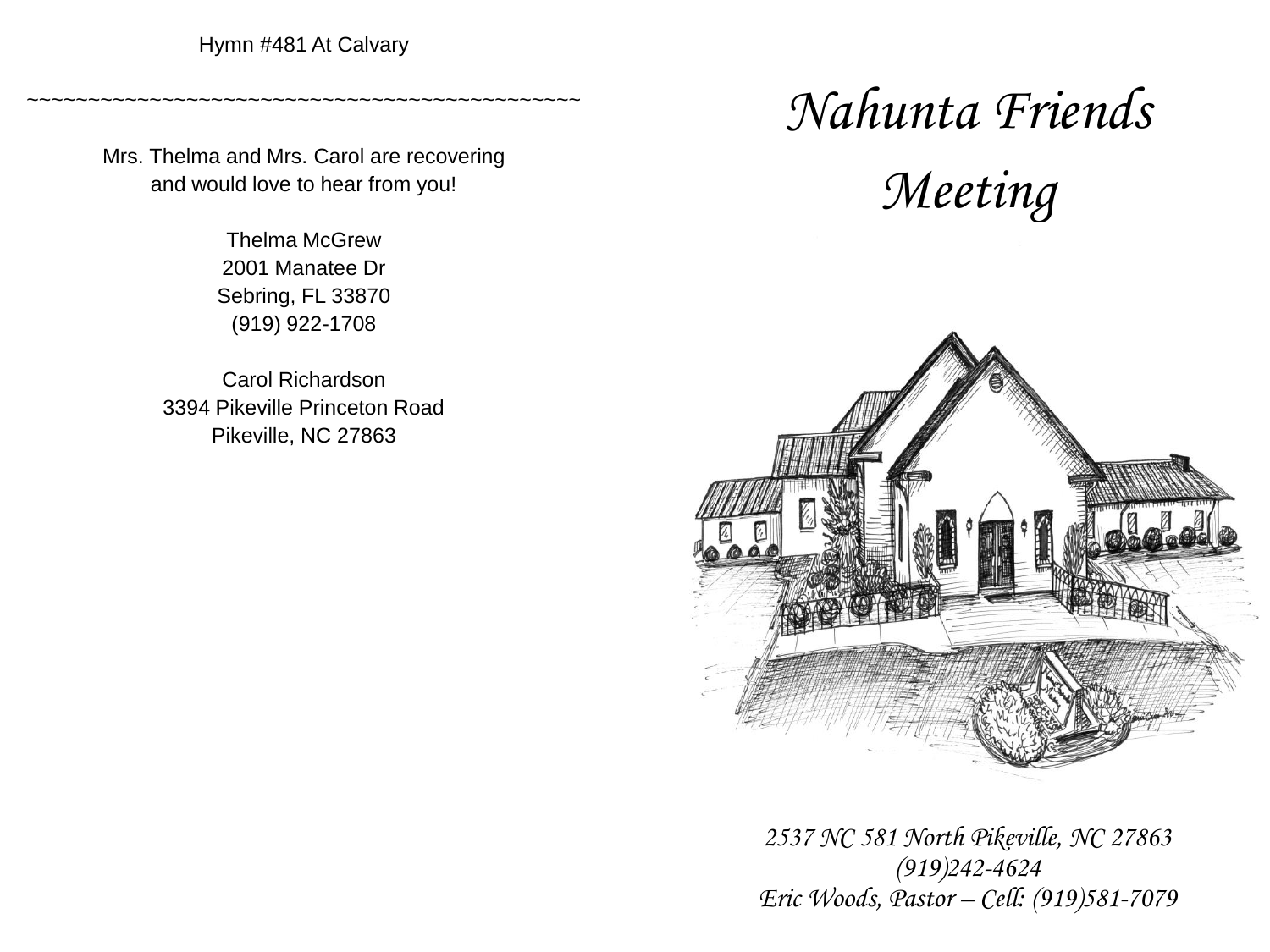Hymn #481 At Calvary

~~~~~~~~~~~~~~~~~~~~~~~~~~~~~~~~~~~~~~~~~~~~~~~~

Mrs. Thelma and Mrs. Carol are recovering
and would love to hear from you!

Thelma McGrew
2001 Manatee Dr
Sebring, FL 33870
(919) 922-1708

Carol Richardson
3394 Pikeville Princeton Road
Pikeville, NC 27863

# *Nahunta Friends Meeting*

*2537 NC 581 North Pikeville, NC 27863*
*(919)242-4624*
*Eric Woods, Pastor – Cell: (919)581-7079*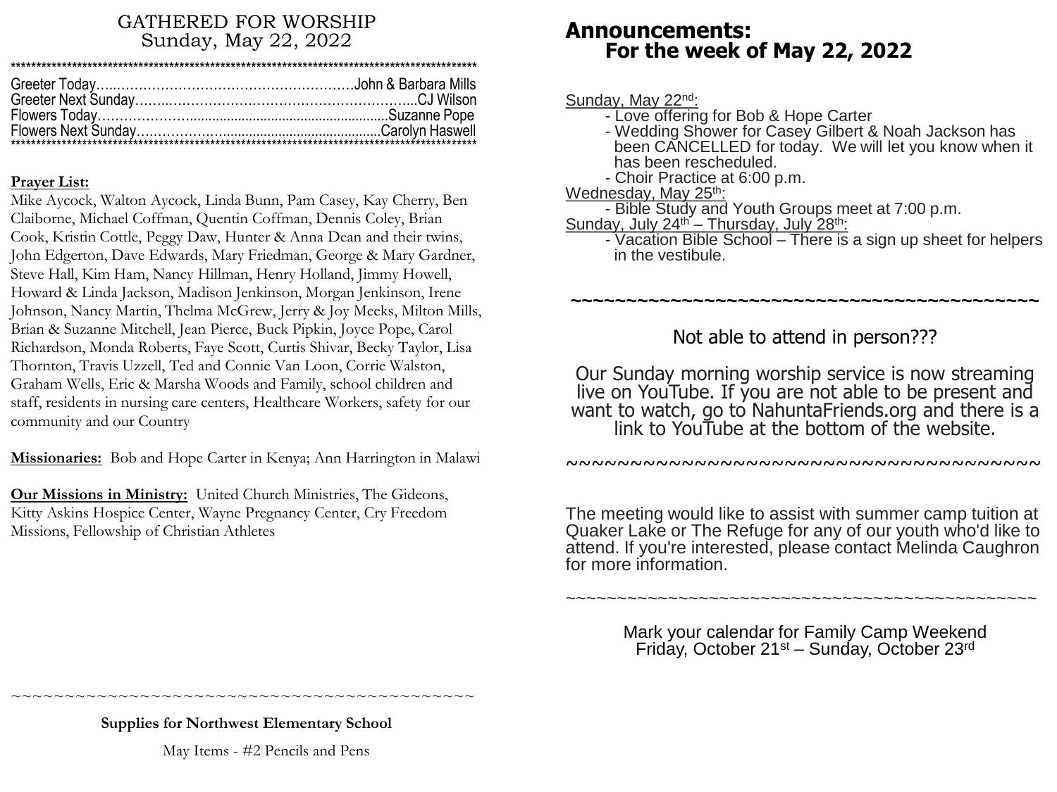# GATHERED FOR WORSHIP
## Sunday, May 22, 2022

******************************************************************************************

Greeter Today……………………………………………….John & Barbara Mills
Greeter Next Sunday……………………………………………….CJ Wilson
Flowers Today……………………………………………….Suzanne Pope
Flowers Next Sunday……………………………………………….Carolyn Haswell

******************************************************************************************

**Prayer List:**

Mike Aycock, Walton Aycock, Linda Bunn, Pam Casey, Kay Cherry, Ben Claiborne, Michael Coffman, Quentin Coffman, Dennis Coley, Brian Cook, Kristin Cottle, Peggy Daw, Hunter & Anna Dean and their twins, John Edgerton, Dave Edwards, Mary Friedman, George & Mary Gardner, Steve Hall, Kim Ham, Nancy Hillman, Henry Holland, Jimmy Howell, Howard & Linda Jackson, Madison Jenkinson, Morgan Jenkinson, Irene Johnson, Nancy Martin, Thelma McGrew, Jerry & Joy Meeks, Milton Mills, Brian & Suzanne Mitchell, Jean Pierce, Buck Pipkin, Joyce Pope, Carol Richardson, Monda Roberts, Faye Scott, Curtis Shivar, Becky Taylor, Lisa Thornton, Travis Uzzell, Ted and Connie Van Loon, Corrie Walston, Graham Wells, Eric & Marsha Woods and Family, school children and staff, residents in nursing care centers, Healthcare Workers, safety for our community and our Country

**Missionaries:** Bob and Hope Carter in Kenya; Ann Harrington in Malawi

**Our Missions in Ministry:** United Church Ministries, The Gideons, Kitty Askins Hospice Center, Wayne Pregnancy Center, Cry Freedom Missions, Fellowship of Christian Athletes

~~~~~~~~~~~~~~~~~~~~~~~~~~~~~~~~~~~~~~~~~~~~

**Supplies for Northwest Elementary School**

May Items - #2 Pencils and Pens

# Announcements:
## For the week of May 22, 2022

Sunday, May 22nd:
- Love offering for Bob & Hope Carter
- Wedding Shower for Casey Gilbert & Noah Jackson has been CANCELLED for today. We will let you know when it has been rescheduled.
- Choir Practice at 6:00 p.m.

Wednesday, May 25th:
- Bible Study and Youth Groups meet at 7:00 p.m.

Sunday, July 24th – Thursday, July 28th:
- Vacation Bible School – There is a sign up sheet for helpers in the vestibule.

~~~~~~~~~~~~~~~~~~~~~~~~~~~~~~~~~~~~~~~~~~~~

Not able to attend in person???

Our Sunday morning worship service is now streaming live on YouTube. If you are not able to be present and want to watch, go to NahuntaFriends.org and there is a link to YouTube at the bottom of the website.

~~~~~~~~~~~~~~~~~~~~~~~~~~~~~~~~~~~~~~~~~~~~

The meeting would like to assist with summer camp tuition at Quaker Lake or The Refuge for any of our youth who'd like to attend. If you're interested, please contact Melinda Caughron for more information.

~~~~~~~~~~~~~~~~~~~~~~~~~~~~~~~~~~~~~~~~~~~~

Mark your calendar for Family Camp Weekend
Friday, October 21st – Sunday, October 23rd